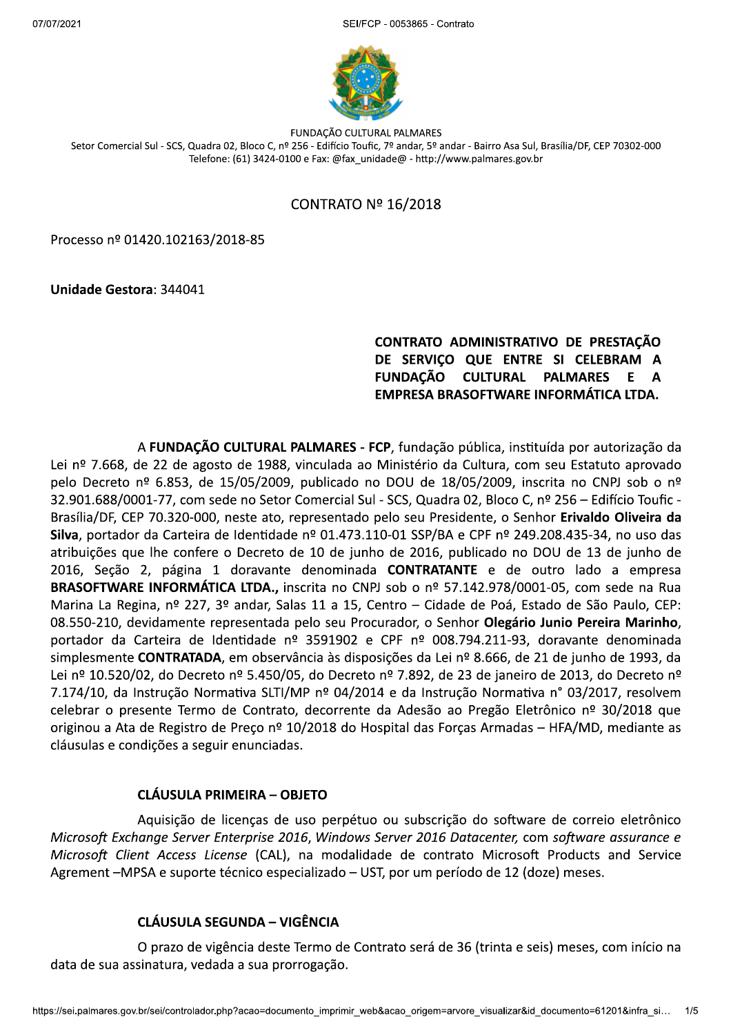FUNDAÇÃO CULTURAL PALMARES

Setor Comercial Sul - SCS, Quadra 02, Bloco C, nº 256 - Edifício Toufic, 7º andar, 5º andar - Bairro Asa Sul, Brasília/DF, CEP 70302-000

Telefone: (61) 3424-0100 e Fax: @fax_unidade@ - http://www.palmares.gov.br

# CONTRATO Nº 16/2018

Processo nº 01420.102163/2018-85

**Unidade Gestora**: 344041

**CONTRATO ADMINISTRATIVO DE PRESTAÇÃO DE SERVIÇO QUE ENTRE SI CELEBRAM A FUNDAÇÃO CULTURAL PALMARES E A EMPRESA BRASOFTWARE INFORMÁTICA LTDA.**

A **FUNDAÇÃO CULTURAL PALMARES - FCP**, fundação pública, instituída por autorização da Lei nº 7.668, de 22 de agosto de 1988, vinculada ao Ministério da Cultura, com seu Estatuto aprovado pelo Decreto nº 6.853, de 15/05/2009, publicado no DOU de 18/05/2009, inscrita no CNPJ sob o nº 32.901.688/0001-77, com sede no Setor Comercial Sul - SCS, Quadra 02, Bloco C, nº 256 – Edifício Toufic - Brasília/DF, CEP 70.320-000, neste ato, representado pelo seu Presidente, o Senhor **Erivaldo Oliveira da Silva**, portador da Carteira de Identidade nº 01.473.110-01 SSP/BA e CPF nº 249.208.435-34, no uso das atribuições que lhe confere o Decreto de 10 de junho de 2016, publicado no DOU de 13 de junho de 2016, Seção 2, página 1 doravante denominada **CONTRATANTE** e de outro lado a empresa **BRASOFTWARE INFORMÁTICA LTDA.,** inscrita no CNPJ sob o nº 57.142.978/0001-05, com sede na Rua Marina La Regina, nº 227, 3º andar, Salas 11 a 15, Centro – Cidade de Poá, Estado de São Paulo, CEP: 08.550-210, devidamente representada pelo seu Procurador, o Senhor **Olegário Junio Pereira Marinho**, portador da Carteira de Identidade nº 3591902 e CPF nº 008.794.211-93, doravante denominada simplesmente **CONTRATADA**, em observância às disposições da Lei nº 8.666, de 21 de junho de 1993, da Lei nº 10.520/02, do Decreto nº 5.450/05, do Decreto nº 7.892, de 23 de janeiro de 2013, do Decreto nº 7.174/10, da Instrução Normativa SLTI/MP nº 04/2014 e da Instrução Normativa n° 03/2017, resolvem celebrar o presente Termo de Contrato, decorrente da Adesão ao Pregão Eletrônico nº 30/2018 que originou a Ata de Registro de Preço nº 10/2018 do Hospital das Forças Armadas – HFA/MD, mediante as cláusulas e condições a seguir enunciadas.

## CLÁUSULA PRIMEIRA – OBJETO

Aquisição de licenças de uso perpétuo ou subscrição do software de correio eletrônico *Microsoft Exchange Server Enterprise 2016*, *Windows Server 2016 Datacenter,* com *software assurance e Microsoft Client Access License* (CAL), na modalidade de contrato Microsoft Products and Service Agrement –MPSA e suporte técnico especializado – UST, por um período de 12 (doze) meses.

## CLÁUSULA SEGUNDA – VIGÊNCIA

O prazo de vigência deste Termo de Contrato será de 36 (trinta e seis) meses, com início na data de sua assinatura, vedada a sua prorrogação.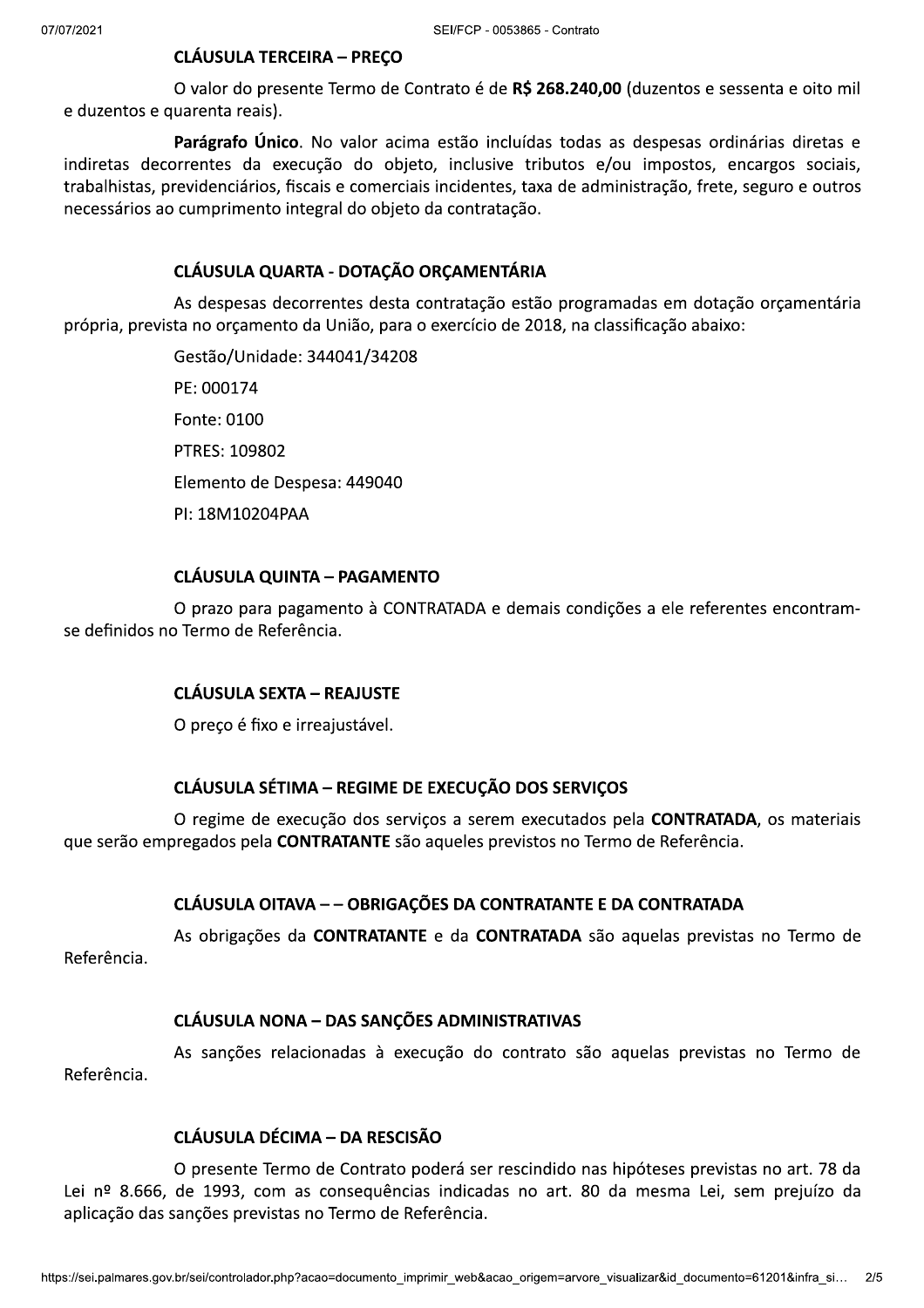## CLÁUSULA TERCEIRA – PREÇO

O valor do presente Termo de Contrato é de **R$ 268.240,00** (duzentos e sessenta e oito mil e duzentos e quarenta reais).

**Parágrafo Único**. No valor acima estão incluídas todas as despesas ordinárias diretas e indiretas decorrentes da execução do objeto, inclusive tributos e/ou impostos, encargos sociais, trabalhistas, previdenciários, fiscais e comerciais incidentes, taxa de administração, frete, seguro e outros necessários ao cumprimento integral do objeto da contratação.

## CLÁUSULA QUARTA - DOTAÇÃO ORÇAMENTÁRIA

As despesas decorrentes desta contratação estão programadas em dotação orçamentária própria, prevista no orçamento da União, para o exercício de 2018, na classificação abaixo:

Gestão/Unidade: 344041/34208

PE: 000174

Fonte: 0100

PTRES: 109802

Elemento de Despesa: 449040

PI: 18M10204PAA

## CLÁUSULA QUINTA – PAGAMENTO

O prazo para pagamento à CONTRATADA e demais condições a ele referentes encontram-se definidos no Termo de Referência.

## CLÁUSULA SEXTA – REAJUSTE

O preço é fixo e irreajustável.

## CLÁUSULA SÉTIMA – REGIME DE EXECUÇÃO DOS SERVIÇOS

O regime de execução dos serviços a serem executados pela **CONTRATADA**, os materiais que serão empregados pela **CONTRATANTE** são aqueles previstos no Termo de Referência.

## CLÁUSULA OITAVA – – OBRIGAÇÕES DA CONTRATANTE E DA CONTRATADA

As obrigações da **CONTRATANTE** e da **CONTRATADA** são aquelas previstas no Termo de Referência.

## CLÁUSULA NONA – DAS SANÇÕES ADMINISTRATIVAS

As sanções relacionadas à execução do contrato são aquelas previstas no Termo de Referência.

## CLÁUSULA DÉCIMA – DA RESCISÃO

O presente Termo de Contrato poderá ser rescindido nas hipóteses previstas no art. 78 da Lei nº 8.666, de 1993, com as consequências indicadas no art. 80 da mesma Lei, sem prejuízo da aplicação das sanções previstas no Termo de Referência.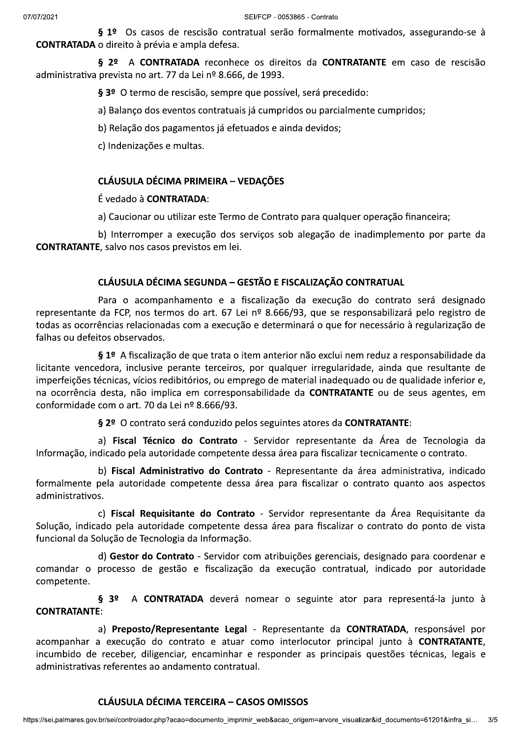**§ 1º** Os casos de rescisão contratual serão formalmente motivados, assegurando-se à **CONTRATADA** o direito à prévia e ampla defesa.

**§ 2º** A **CONTRATADA** reconhece os direitos da **CONTRATANTE** em caso de rescisão administrativa prevista no art. 77 da Lei nº 8.666, de 1993.

**§ 3º** O termo de rescisão, sempre que possível, será precedido:

a) Balanço dos eventos contratuais já cumpridos ou parcialmente cumpridos;

b) Relação dos pagamentos já efetuados e ainda devidos;

c) Indenizações e multas.

## CLÁUSULA DÉCIMA PRIMEIRA – VEDAÇÕES

É vedado à **CONTRATADA**:

a) Caucionar ou utilizar este Termo de Contrato para qualquer operação financeira;

b) Interromper a execução dos serviços sob alegação de inadimplemento por parte da **CONTRATANTE**, salvo nos casos previstos em lei.

## CLÁUSULA DÉCIMA SEGUNDA – GESTÃO E FISCALIZAÇÃO CONTRATUAL

Para o acompanhamento e a fiscalização da execução do contrato será designado representante da FCP, nos termos do art. 67 Lei nº 8.666/93, que se responsabilizará pelo registro de todas as ocorrências relacionadas com a execução e determinará o que for necessário à regularização de falhas ou defeitos observados.

**§ 1º** A fiscalização de que trata o item anterior não exclui nem reduz a responsabilidade da licitante vencedora, inclusive perante terceiros, por qualquer irregularidade, ainda que resultante de imperfeições técnicas, vícios redibitórios, ou emprego de material inadequado ou de qualidade inferior e, na ocorrência desta, não implica em corresponsabilidade da **CONTRATANTE** ou de seus agentes, em conformidade com o art. 70 da Lei nº 8.666/93.

**§ 2º** O contrato será conduzido pelos seguintes atores da **CONTRATANTE**:

a) **Fiscal Técnico do Contrato** - Servidor representante da Área de Tecnologia da Informação, indicado pela autoridade competente dessa área para fiscalizar tecnicamente o contrato.

b) **Fiscal Administrativo do Contrato** - Representante da área administrativa, indicado formalmente pela autoridade competente dessa área para fiscalizar o contrato quanto aos aspectos administrativos.

c) **Fiscal Requisitante do Contrato** - Servidor representante da Área Requisitante da Solução, indicado pela autoridade competente dessa área para fiscalizar o contrato do ponto de vista funcional da Solução de Tecnologia da Informação.

d) **Gestor do Contrato** - Servidor com atribuições gerenciais, designado para coordenar e comandar o processo de gestão e fiscalização da execução contratual, indicado por autoridade competente.

**§ 3º** A **CONTRATADA** deverá nomear o seguinte ator para representá-la junto à **CONTRATANTE**:

a) **Preposto/Representante Legal** - Representante da **CONTRATADA**, responsável por acompanhar a execução do contrato e atuar como interlocutor principal junto à **CONTRATANTE**, incumbido de receber, diligenciar, encaminhar e responder as principais questões técnicas, legais e administrativas referentes ao andamento contratual.

## CLÁUSULA DÉCIMA TERCEIRA – CASOS OMISSOS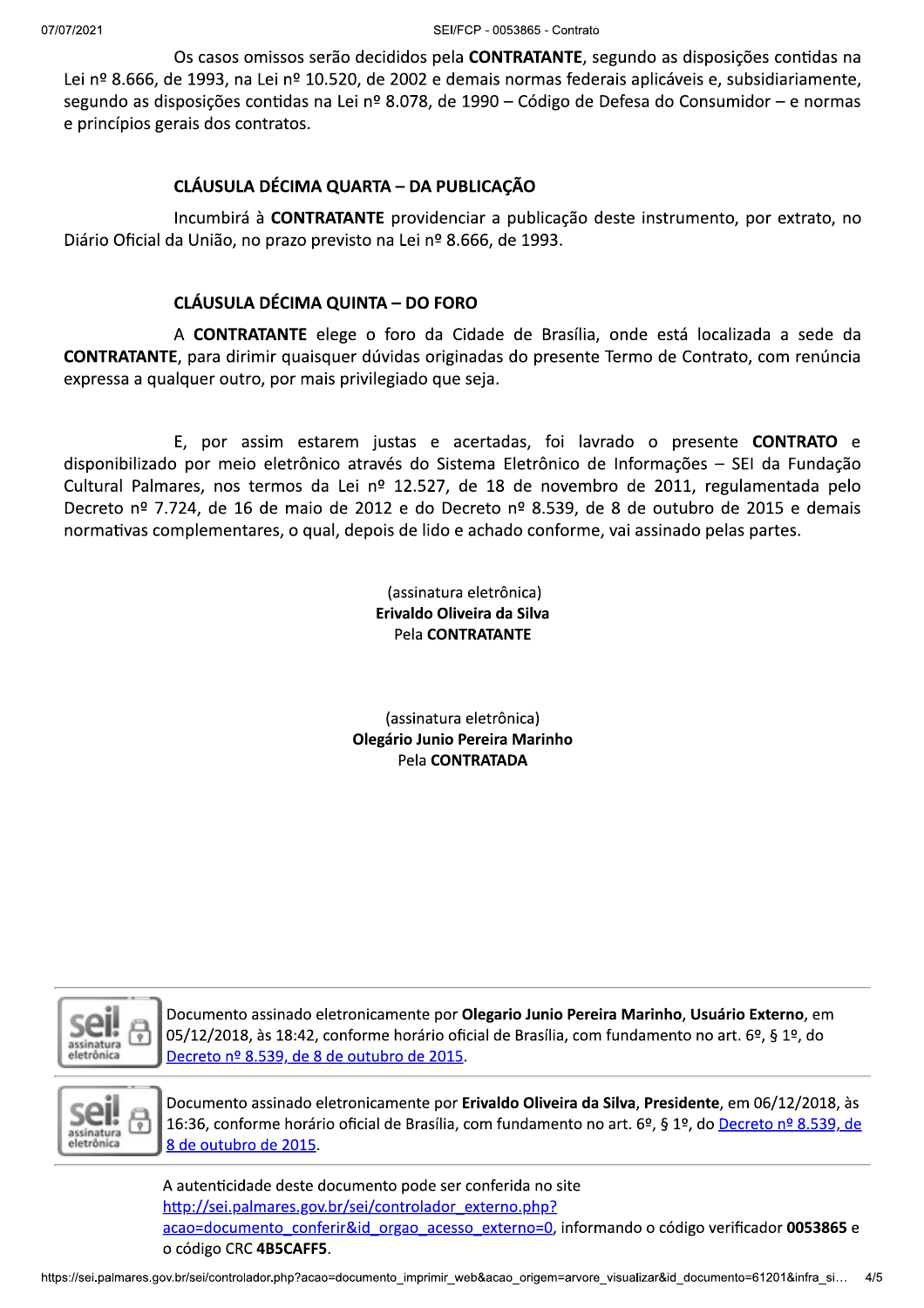Os casos omissos serão decididos pela **CONTRATANTE**, segundo as disposições contidas na Lei nº 8.666, de 1993, na Lei nº 10.520, de 2002 e demais normas federais aplicáveis e, subsidiariamente, segundo as disposições contidas na Lei nº 8.078, de 1990 – Código de Defesa do Consumidor – e normas e princípios gerais dos contratos.

### CLÁUSULA DÉCIMA QUARTA – DA PUBLICAÇÃO

Incumbirá à **CONTRATANTE** providenciar a publicação deste instrumento, por extrato, no Diário Oficial da União, no prazo previsto na Lei nº 8.666, de 1993.

### CLÁUSULA DÉCIMA QUINTA – DO FORO

A **CONTRATANTE** elege o foro da Cidade de Brasília, onde está localizada a sede da **CONTRATANTE**, para dirimir quaisquer dúvidas originadas do presente Termo de Contrato, com renúncia expressa a qualquer outro, por mais privilegiado que seja.

E, por assim estarem justas e acertadas, foi lavrado o presente **CONTRATO** e disponibilizado por meio eletrônico através do Sistema Eletrônico de Informações – SEI da Fundação Cultural Palmares, nos termos da Lei nº 12.527, de 18 de novembro de 2011, regulamentada pelo Decreto nº 7.724, de 16 de maio de 2012 e do Decreto nº 8.539, de 8 de outubro de 2015 e demais normativas complementares, o qual, depois de lido e achado conforme, vai assinado pelas partes.

(assinatura eletrônica)
**Erivaldo Oliveira da Silva**
Pela **CONTRATANTE**

(assinatura eletrônica)
**Olegário Junio Pereira Marinho**
Pela **CONTRATADA**

Documento assinado eletronicamente por **Olegario Junio Pereira Marinho**, **Usuário Externo**, em 05/12/2018, às 18:42, conforme horário oficial de Brasília, com fundamento no art. 6º, § 1º, do Decreto nº 8.539, de 8 de outubro de 2015.

Documento assinado eletronicamente por **Erivaldo Oliveira da Silva**, **Presidente**, em 06/12/2018, às 16:36, conforme horário oficial de Brasília, com fundamento no art. 6º, § 1º, do Decreto nº 8.539, de 8 de outubro de 2015.

A autenticidade deste documento pode ser conferida no site http://sei.palmares.gov.br/sei/controlador_externo.php?acao=documento_conferir&id_orgao_acesso_externo=0, informando o código verificador **0053865** e o código CRC **4B5CAFF5**.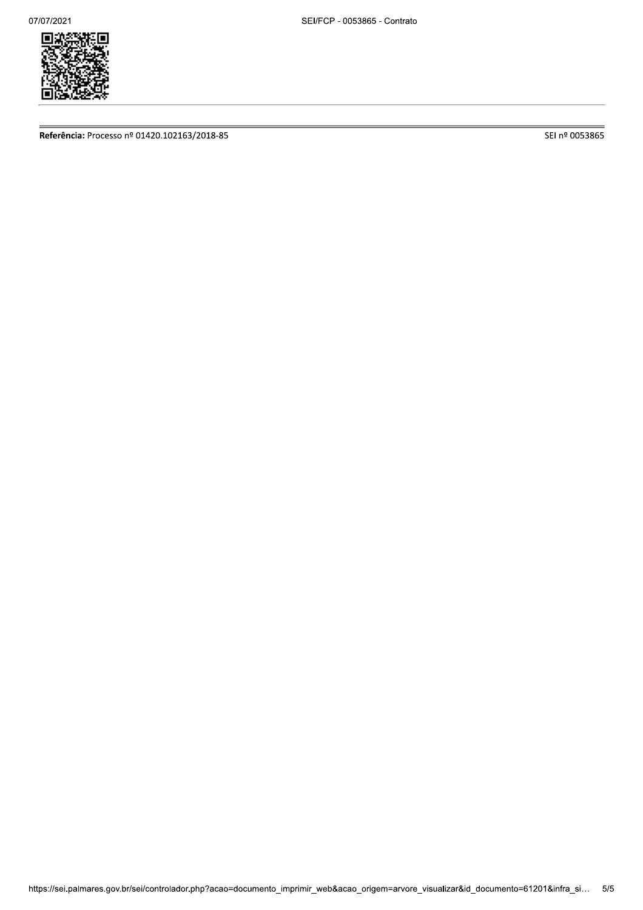**Referência:** Processo nº 01420.102163/2018-85 SEI nº 0053865